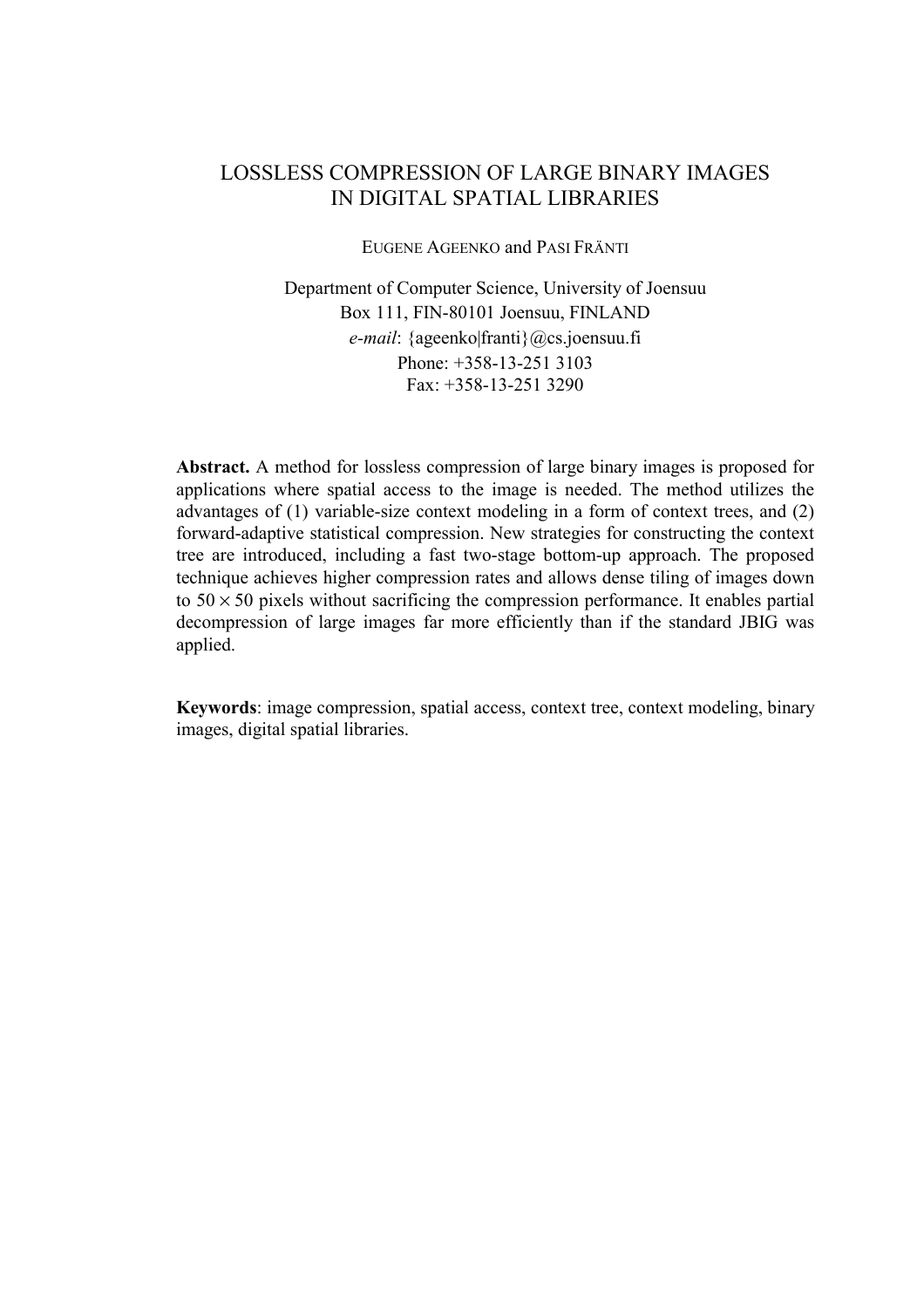# LOSSLESS COMPRESSION OF LARGE BINARY IMAGES IN DIGITAL SPATIAL LIBRARIES

EUGENE AGEENKO and PASI FRÄNTI

Department of Computer Science, University of Joensuu
Box 111, FIN-80101 Joensuu, FINLAND
*e-mail*: {ageenko|franti}@cs.joensuu.fi
Phone: +358-13-251 3103
Fax: +358-13-251 3290

**Abstract.** A method for lossless compression of large binary images is proposed for applications where spatial access to the image is needed. The method utilizes the advantages of (1) variable-size context modeling in a form of context trees, and (2) forward-adaptive statistical compression. New strategies for constructing the context tree are introduced, including a fast two-stage bottom-up approach. The proposed technique achieves higher compression rates and allows dense tiling of images down to $50 \times 50$ pixels without sacrificing the compression performance. It enables partial decompression of large images far more efficiently than if the standard JBIG was applied.

**Keywords**: image compression, spatial access, context tree, context modeling, binary images, digital spatial libraries.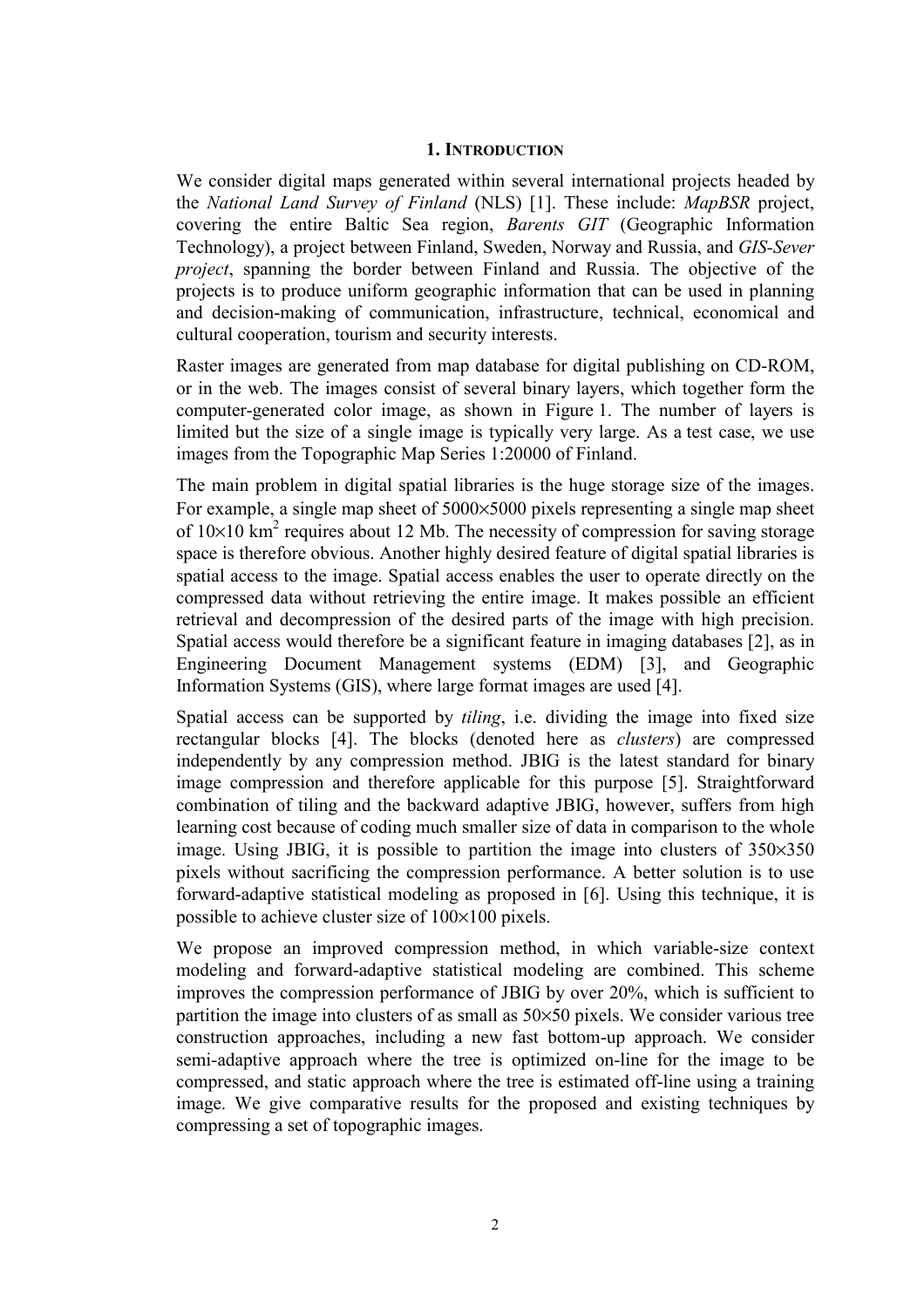## 1. INTRODUCTION

We consider digital maps generated within several international projects headed by the *National Land Survey of Finland* (NLS) [1]. These include: *MapBSR* project, covering the entire Baltic Sea region, *Barents GIT* (Geographic Information Technology), a project between Finland, Sweden, Norway and Russia, and *GIS-Sever project*, spanning the border between Finland and Russia. The objective of the projects is to produce uniform geographic information that can be used in planning and decision-making of communication, infrastructure, technical, economical and cultural cooperation, tourism and security interests.

Raster images are generated from map database for digital publishing on CD-ROM, or in the web. The images consist of several binary layers, which together form the computer-generated color image, as shown in Figure 1. The number of layers is limited but the size of a single image is typically very large. As a test case, we use images from the Topographic Map Series 1:20000 of Finland.

The main problem in digital spatial libraries is the huge storage size of the images. For example, a single map sheet of 5000×5000 pixels representing a single map sheet of 10×10 km$^2$ requires about 12 Mb. The necessity of compression for saving storage space is therefore obvious. Another highly desired feature of digital spatial libraries is spatial access to the image. Spatial access enables the user to operate directly on the compressed data without retrieving the entire image. It makes possible an efficient retrieval and decompression of the desired parts of the image with high precision. Spatial access would therefore be a significant feature in imaging databases [2], as in Engineering Document Management systems (EDM) [3], and Geographic Information Systems (GIS), where large format images are used [4].

Spatial access can be supported by *tiling*, i.e. dividing the image into fixed size rectangular blocks [4]. The blocks (denoted here as *clusters*) are compressed independently by any compression method. JBIG is the latest standard for binary image compression and therefore applicable for this purpose [5]. Straightforward combination of tiling and the backward adaptive JBIG, however, suffers from high learning cost because of coding much smaller size of data in comparison to the whole image. Using JBIG, it is possible to partition the image into clusters of 350×350 pixels without sacrificing the compression performance. A better solution is to use forward-adaptive statistical modeling as proposed in [6]. Using this technique, it is possible to achieve cluster size of 100×100 pixels.

We propose an improved compression method, in which variable-size context modeling and forward-adaptive statistical modeling are combined. This scheme improves the compression performance of JBIG by over 20%, which is sufficient to partition the image into clusters of as small as 50×50 pixels. We consider various tree construction approaches, including a new fast bottom-up approach. We consider semi-adaptive approach where the tree is optimized on-line for the image to be compressed, and static approach where the tree is estimated off-line using a training image. We give comparative results for the proposed and existing techniques by compressing a set of topographic images.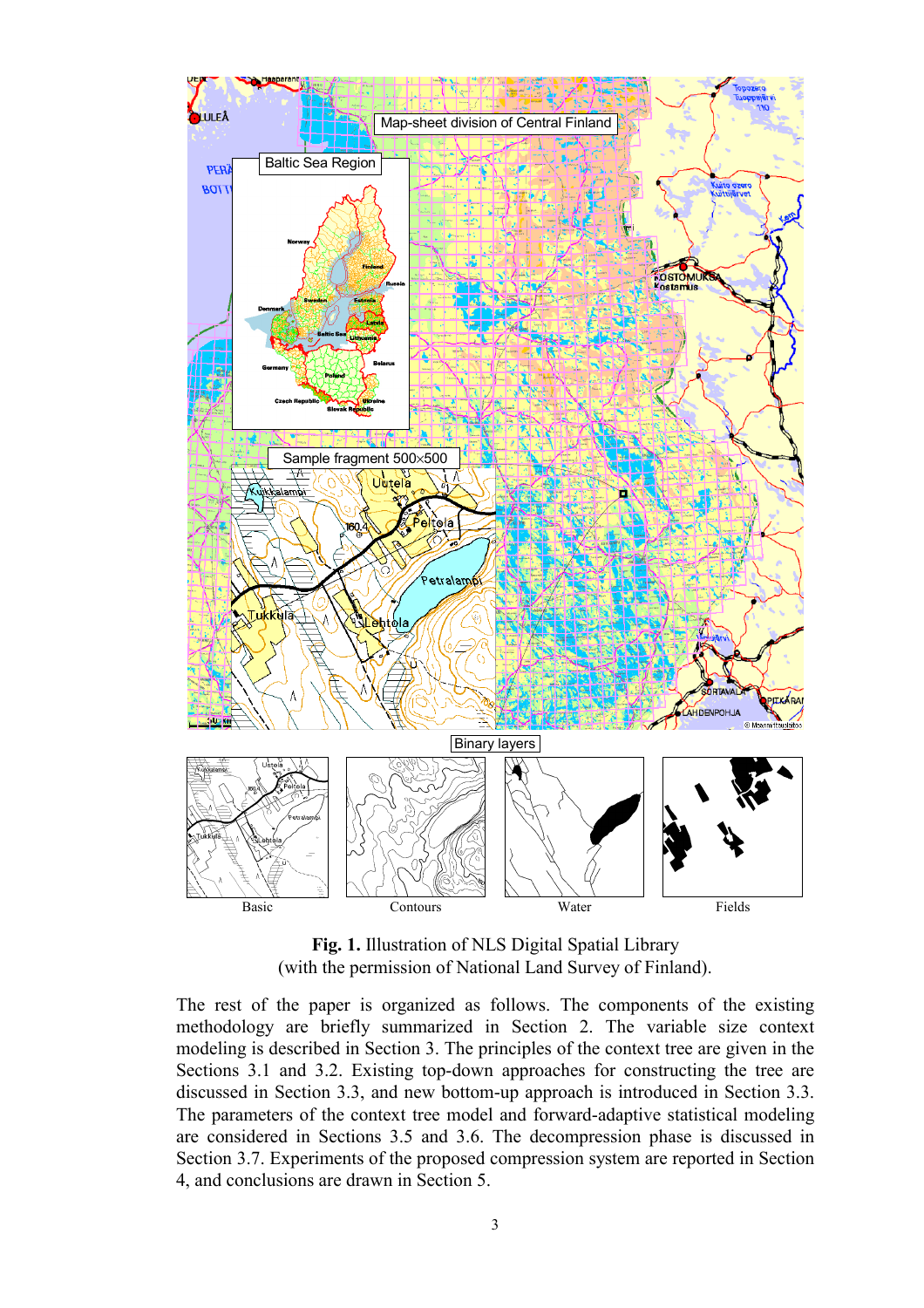**Fig. 1.** Illustration of NLS Digital Spatial Library
(with the permission of National Land Survey of Finland).

The rest of the paper is organized as follows. The components of the existing methodology are briefly summarized in Section 2. The variable size context modeling is described in Section 3. The principles of the context tree are given in the Sections 3.1 and 3.2. Existing top-down approaches for constructing the tree are discussed in Section 3.3, and new bottom-up approach is introduced in Section 3.3. The parameters of the context tree model and forward-adaptive statistical modeling are considered in Sections 3.5 and 3.6. The decompression phase is discussed in Section 3.7. Experiments of the proposed compression system are reported in Section 4, and conclusions are drawn in Section 5.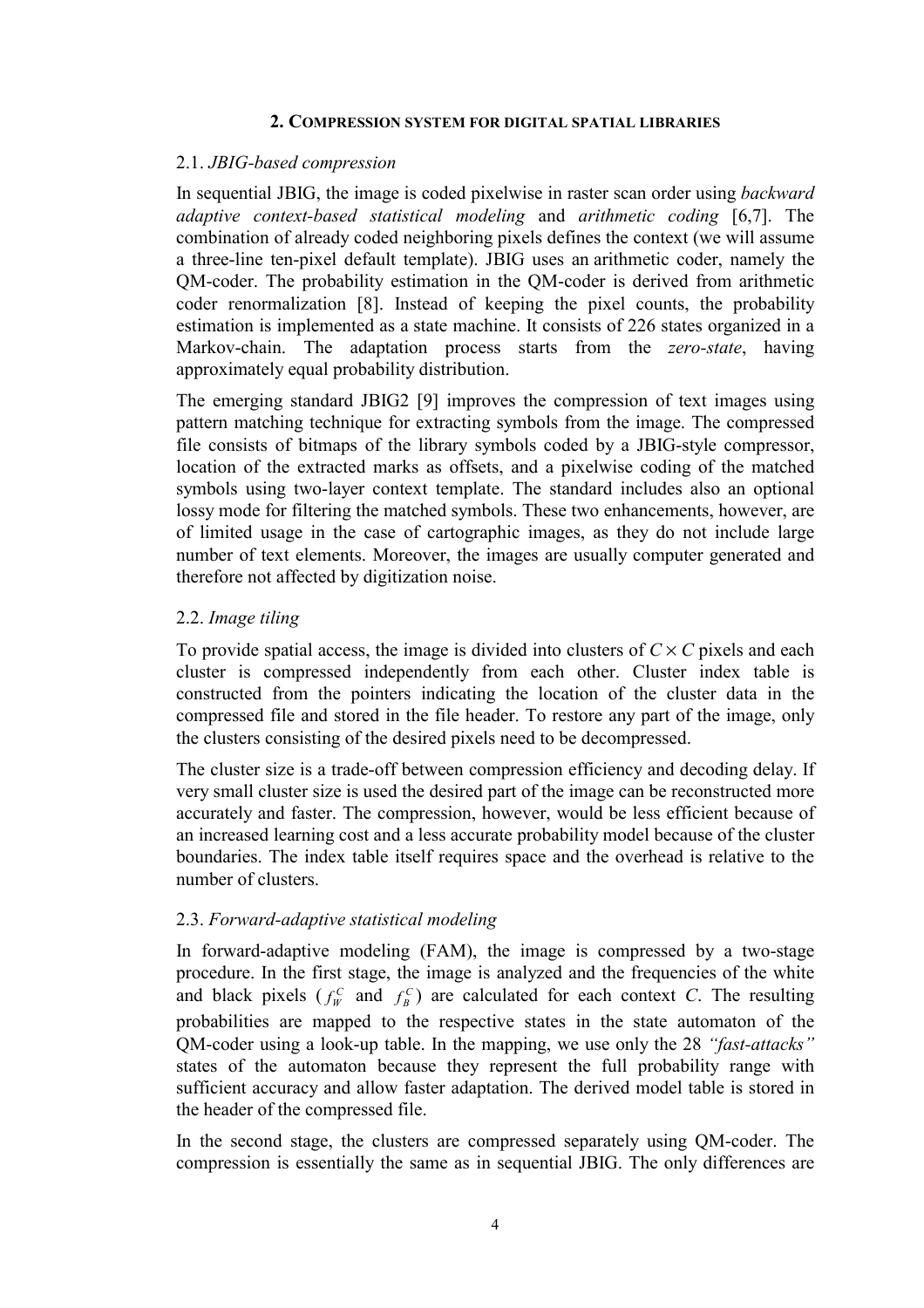## 2. Compression system for digital spatial libraries

### 2.1. *JBIG-based compression*

In sequential JBIG, the image is coded pixelwise in raster scan order using *backward adaptive context-based statistical modeling* and *arithmetic coding* [6,7]. The combination of already coded neighboring pixels defines the context (we will assume a three-line ten-pixel default template). JBIG uses an arithmetic coder, namely the QM-coder. The probability estimation in the QM-coder is derived from arithmetic coder renormalization [8]. Instead of keeping the pixel counts, the probability estimation is implemented as a state machine. It consists of 226 states organized in a Markov-chain. The adaptation process starts from the *zero-state*, having approximately equal probability distribution.

The emerging standard JBIG2 [9] improves the compression of text images using pattern matching technique for extracting symbols from the image. The compressed file consists of bitmaps of the library symbols coded by a JBIG-style compressor, location of the extracted marks as offsets, and a pixelwise coding of the matched symbols using two-layer context template. The standard includes also an optional lossy mode for filtering the matched symbols. These two enhancements, however, are of limited usage in the case of cartographic images, as they do not include large number of text elements. Moreover, the images are usually computer generated and therefore not affected by digitization noise.

### 2.2. *Image tiling*

To provide spatial access, the image is divided into clusters of $C \times C$ pixels and each cluster is compressed independently from each other. Cluster index table is constructed from the pointers indicating the location of the cluster data in the compressed file and stored in the file header. To restore any part of the image, only the clusters consisting of the desired pixels need to be decompressed.

The cluster size is a trade-off between compression efficiency and decoding delay. If very small cluster size is used the desired part of the image can be reconstructed more accurately and faster. The compression, however, would be less efficient because of an increased learning cost and a less accurate probability model because of the cluster boundaries. The index table itself requires space and the overhead is relative to the number of clusters.

### 2.3. *Forward-adaptive statistical modeling*

In forward-adaptive modeling (FAM), the image is compressed by a two-stage procedure. In the first stage, the image is analyzed and the frequencies of the white and black pixels ($f_W^C$ and $f_B^C$) are calculated for each context *C*. The resulting probabilities are mapped to the respective states in the state automaton of the QM-coder using a look-up table. In the mapping, we use only the 28 *"fast-attacks"* states of the automaton because they represent the full probability range with sufficient accuracy and allow faster adaptation. The derived model table is stored in the header of the compressed file.

In the second stage, the clusters are compressed separately using QM-coder. The compression is essentially the same as in sequential JBIG. The only differences are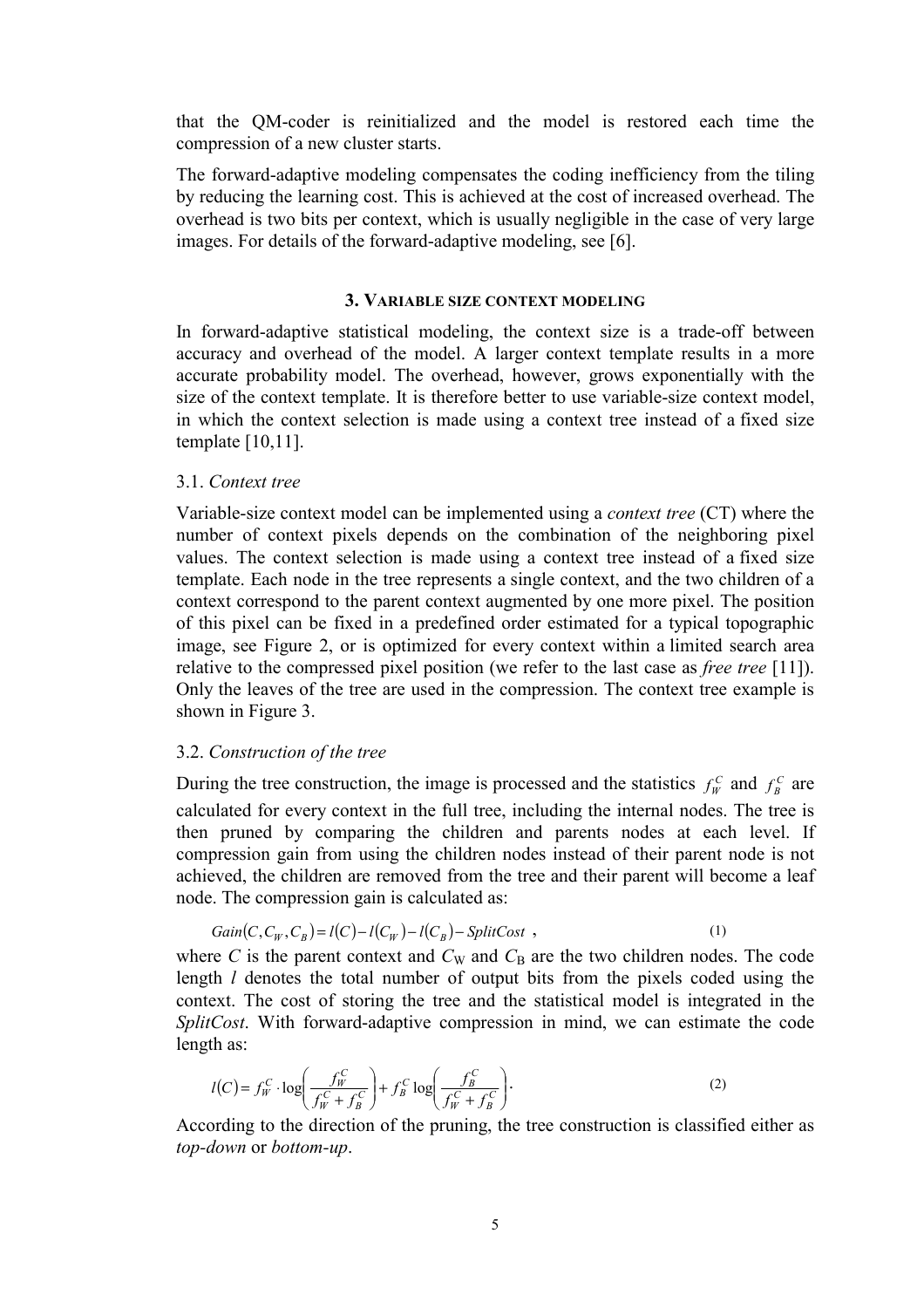that the QM-coder is reinitialized and the model is restored each time the compression of a new cluster starts.

The forward-adaptive modeling compensates the coding inefficiency from the tiling by reducing the learning cost. This is achieved at the cost of increased overhead. The overhead is two bits per context, which is usually negligible in the case of very large images. For details of the forward-adaptive modeling, see [6].

## 3. Variable size context modeling

In forward-adaptive statistical modeling, the context size is a trade-off between accuracy and overhead of the model. A larger context template results in a more accurate probability model. The overhead, however, grows exponentially with the size of the context template. It is therefore better to use variable-size context model, in which the context selection is made using a context tree instead of a fixed size template [10,11].

### 3.1. *Context tree*

Variable-size context model can be implemented using a *context tree* (CT) where the number of context pixels depends on the combination of the neighboring pixel values. The context selection is made using a context tree instead of a fixed size template. Each node in the tree represents a single context, and the two children of a context correspond to the parent context augmented by one more pixel. The position of this pixel can be fixed in a predefined order estimated for a typical topographic image, see Figure 2, or is optimized for every context within a limited search area relative to the compressed pixel position (we refer to the last case as *free tree* [11]). Only the leaves of the tree are used in the compression. The context tree example is shown in Figure 3.

### 3.2. *Construction of the tree*

During the tree construction, the image is processed and the statistics $f_W^C$ and $f_B^C$ are calculated for every context in the full tree, including the internal nodes. The tree is then pruned by comparing the children and parents nodes at each level. If compression gain from using the children nodes instead of their parent node is not achieved, the children are removed from the tree and their parent will become a leaf node. The compression gain is calculated as:

$$Gain(C, C_W, C_B) = l(C) - l(C_W) - l(C_B) - SplitCost \ , \tag{1}$$

where $C$ is the parent context and $C_W$ and $C_B$ are the two children nodes. The code length $l$ denotes the total number of output bits from the pixels coded using the context. The cost of storing the tree and the statistical model is integrated in the *SplitCost*. With forward-adaptive compression in mind, we can estimate the code length as:

$$l(C) = f_W^C \cdot \log\left(\frac{f_W^C}{f_W^C + f_B^C}\right) + f_B^C \log\left(\frac{f_B^C}{f_W^C + f_B^C}\right). \tag{2}$$

According to the direction of the pruning, the tree construction is classified either as *top-down* or *bottom-up*.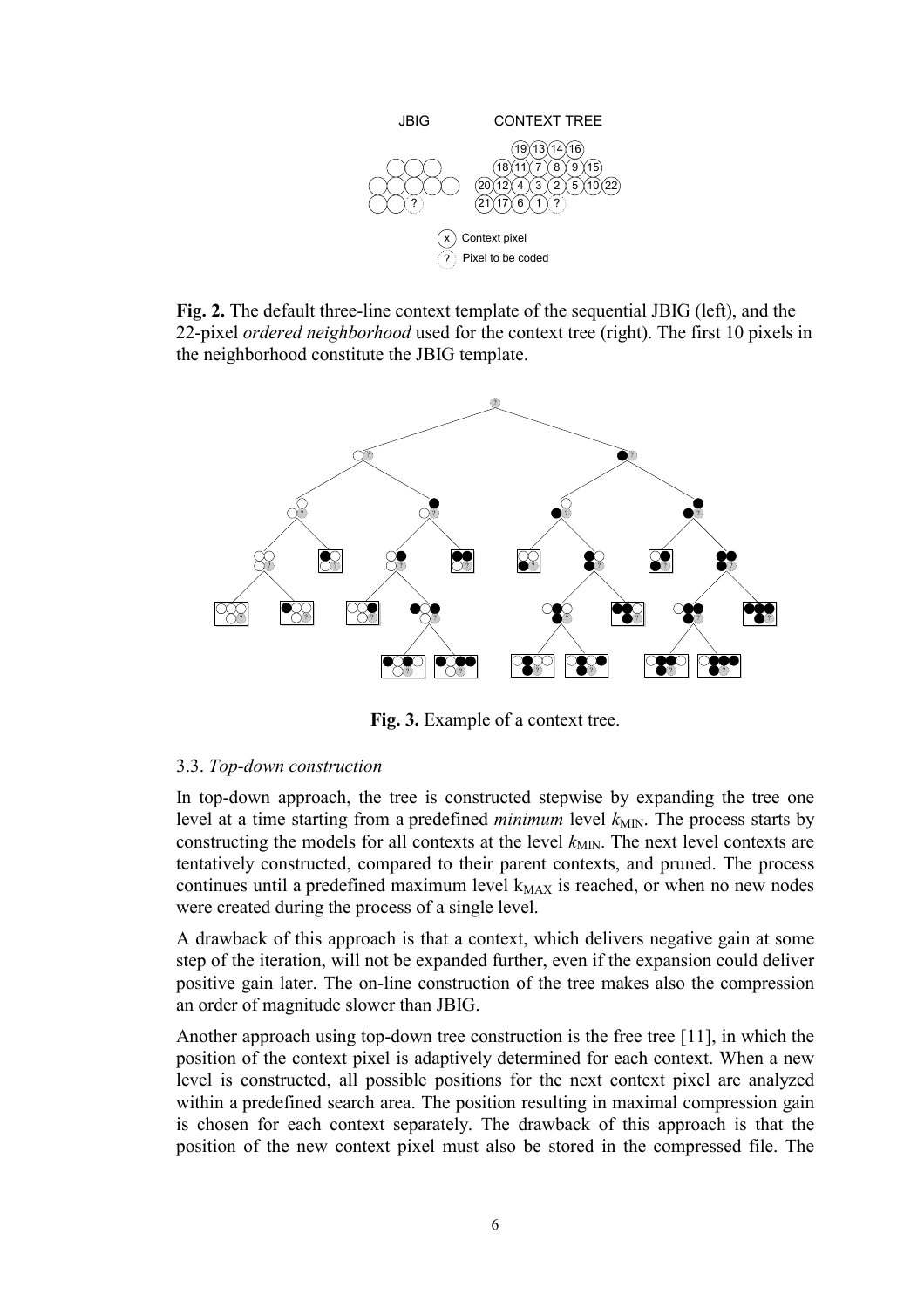**Fig. 2.** The default three-line context template of the sequential JBIG (left), and the 22-pixel *ordered neighborhood* used for the context tree (right). The first 10 pixels in the neighborhood constitute the JBIG template.

**Fig. 3.** Example of a context tree.

### 3.3. *Top-down construction*

In top-down approach, the tree is constructed stepwise by expanding the tree one level at a time starting from a predefined *minimum* level $k_{MIN}$. The process starts by constructing the models for all contexts at the level $k_{MIN}$. The next level contexts are tentatively constructed, compared to their parent contexts, and pruned. The process continues until a predefined maximum level $k_{MAX}$ is reached, or when no new nodes were created during the process of a single level.

A drawback of this approach is that a context, which delivers negative gain at some step of the iteration, will not be expanded further, even if the expansion could deliver positive gain later. The on-line construction of the tree makes also the compression an order of magnitude slower than JBIG.

Another approach using top-down tree construction is the free tree [11], in which the position of the context pixel is adaptively determined for each context. When a new level is constructed, all possible positions for the next context pixel are analyzed within a predefined search area. The position resulting in maximal compression gain is chosen for each context separately. The drawback of this approach is that the position of the new context pixel must also be stored in the compressed file. The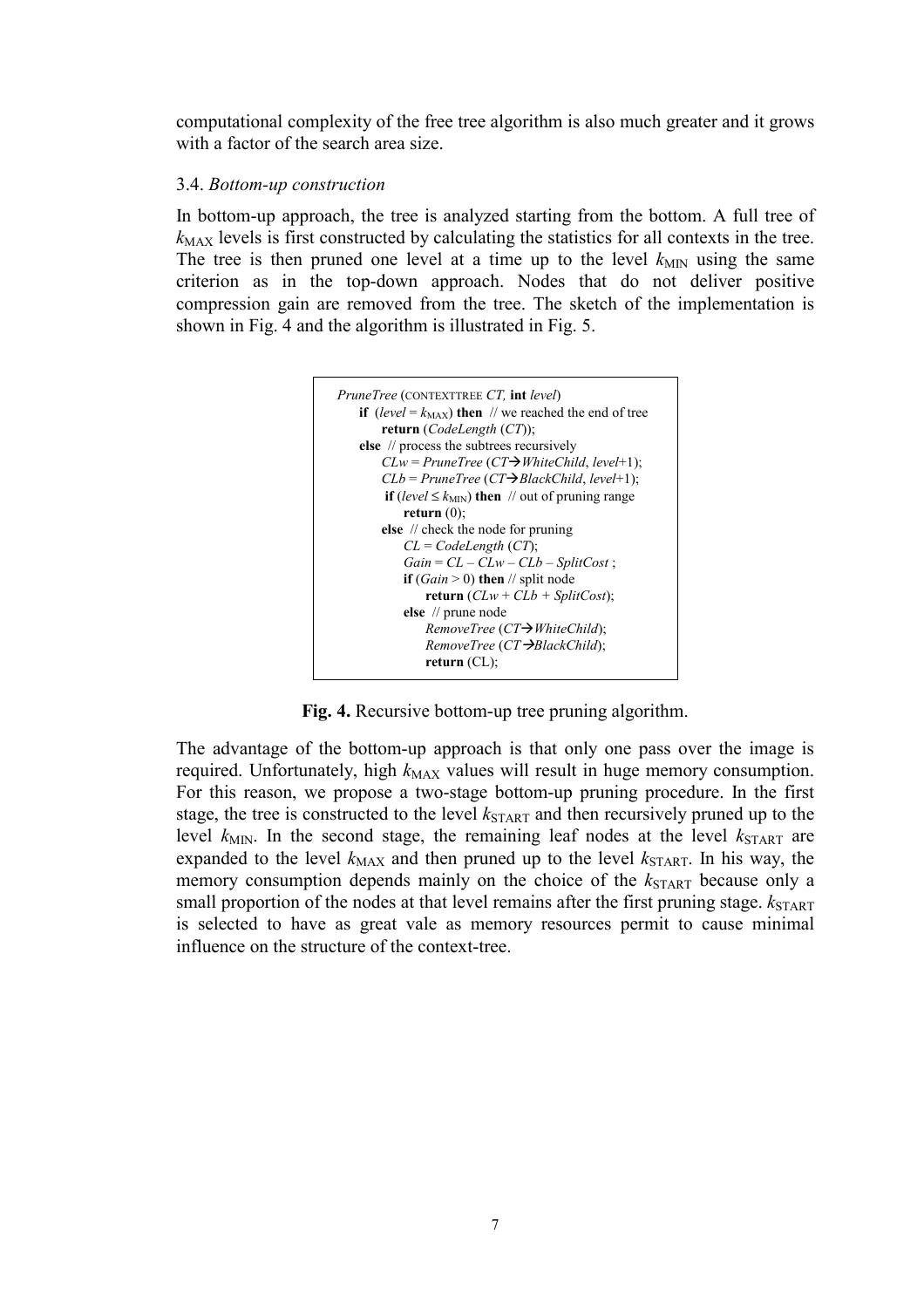computational complexity of the free tree algorithm is also much greater and it grows with a factor of the search area size.

### 3.4. *Bottom-up construction*

In bottom-up approach, the tree is analyzed starting from the bottom. A full tree of $k_{MAX}$ levels is first constructed by calculating the statistics for all contexts in the tree. The tree is then pruned one level at a time up to the level $k_{MIN}$ using the same criterion as in the top-down approach. Nodes that do not deliver positive compression gain are removed from the tree. The sketch of the implementation is shown in Fig. 4 and the algorithm is illustrated in Fig. 5.

```
PruneTree (CONTEXTTREE CT, int level)
    if (level = k_MAX) then  // we reached the end of tree
        return (CodeLength (CT));
    else  // process the subtrees recursively
        CLw = PruneTree (CT→WhiteChild, level+1);
        CLb = PruneTree (CT→BlackChild, level+1);
        if (level ≤ k_MIN) then  // out of pruning range
            return (0);
        else  // check the node for pruning
            CL = CodeLength (CT);
            Gain = CL – CLw – CLb – SplitCost ;
            if (Gain > 0) then // split node
                return (CLw + CLb + SplitCost);
            else  // prune node
                RemoveTree (CT→WhiteChild);
                RemoveTree (CT→BlackChild);
                return (CL);
```

**Fig. 4.** Recursive bottom-up tree pruning algorithm.

The advantage of the bottom-up approach is that only one pass over the image is required. Unfortunately, high $k_{MAX}$ values will result in huge memory consumption. For this reason, we propose a two-stage bottom-up pruning procedure. In the first stage, the tree is constructed to the level $k_{START}$ and then recursively pruned up to the level $k_{MIN}$. In the second stage, the remaining leaf nodes at the level $k_{START}$ are expanded to the level $k_{MAX}$ and then pruned up to the level $k_{START}$. In his way, the memory consumption depends mainly on the choice of the $k_{START}$ because only a small proportion of the nodes at that level remains after the first pruning stage. $k_{START}$ is selected to have as great vale as memory resources permit to cause minimal influence on the structure of the context-tree.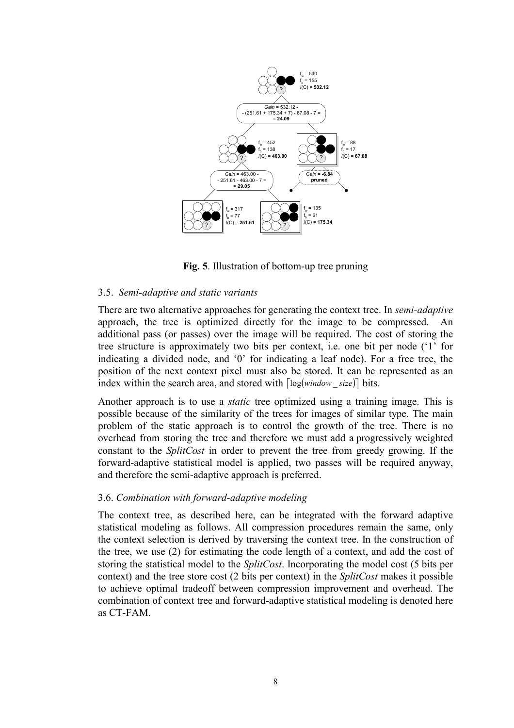**Fig. 5**. Illustration of bottom-up tree pruning

### 3.5. *Semi-adaptive and static variants*

There are two alternative approaches for generating the context tree. In *semi-adaptive* approach, the tree is optimized directly for the image to be compressed. An additional pass (or passes) over the image will be required. The cost of storing the tree structure is approximately two bits per context, i.e. one bit per node ('1' for indicating a divided node, and '0' for indicating a leaf node). For a free tree, the position of the next context pixel must also be stored. It can be represented as an index within the search area, and stored with $\lceil \log(window\_size) \rceil$ bits.

Another approach is to use a *static* tree optimized using a training image. This is possible because of the similarity of the trees for images of similar type. The main problem of the static approach is to control the growth of the tree. There is no overhead from storing the tree and therefore we must add a progressively weighted constant to the *SplitCost* in order to prevent the tree from greedy growing. If the forward-adaptive statistical model is applied, two passes will be required anyway, and therefore the semi-adaptive approach is preferred.

### 3.6. *Combination with forward-adaptive modeling*

The context tree, as described here, can be integrated with the forward adaptive statistical modeling as follows. All compression procedures remain the same, only the context selection is derived by traversing the context tree. In the construction of the tree, we use (2) for estimating the code length of a context, and add the cost of storing the statistical model to the *SplitCost*. Incorporating the model cost (5 bits per context) and the tree store cost (2 bits per context) in the *SplitCost* makes it possible to achieve optimal tradeoff between compression improvement and overhead. The combination of context tree and forward-adaptive statistical modeling is denoted here as CT-FAM.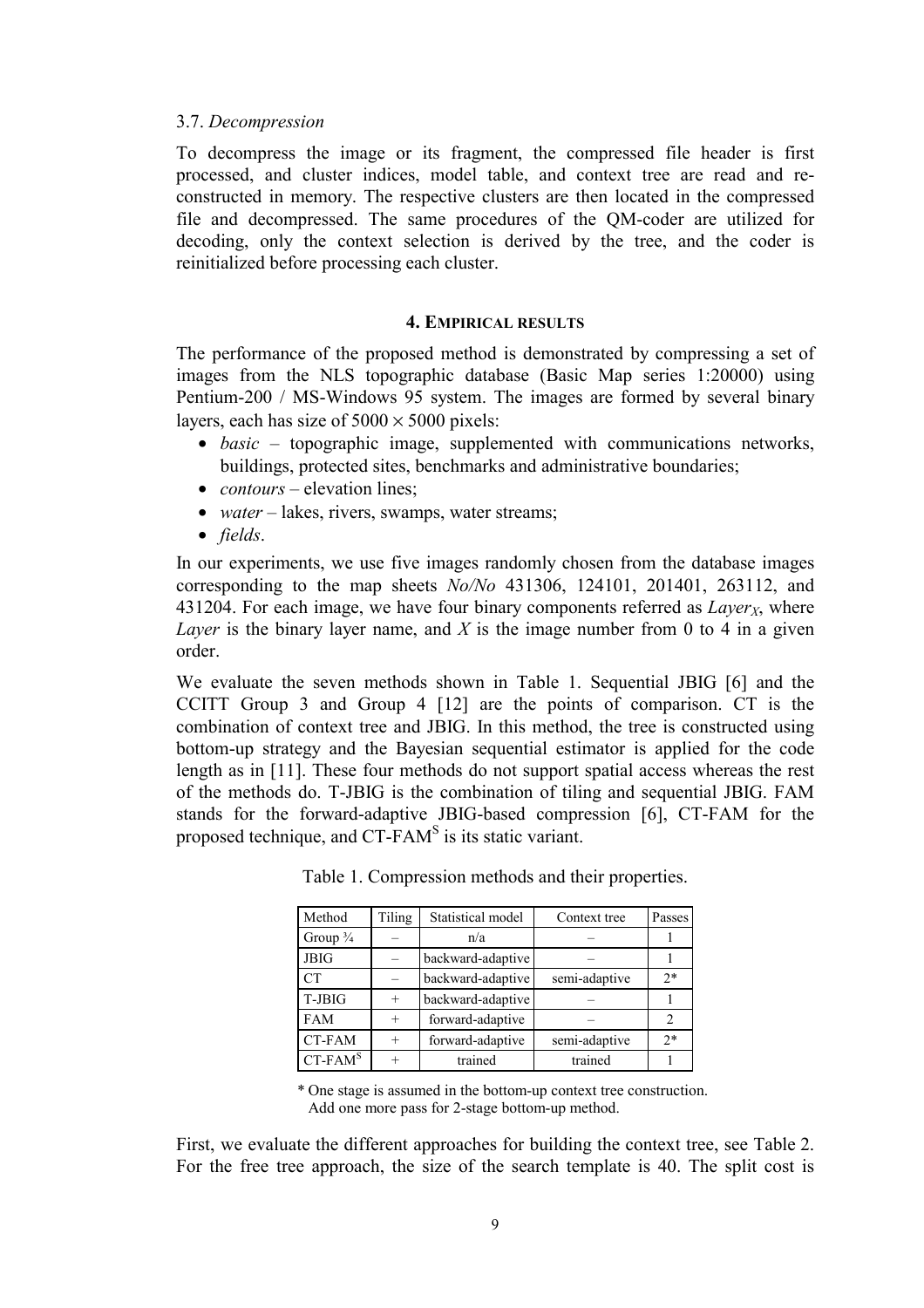### 3.7. *Decompression*

To decompress the image or its fragment, the compressed file header is first processed, and cluster indices, model table, and context tree are read and reconstructed in memory. The respective clusters are then located in the compressed file and decompressed. The same procedures of the QM-coder are utilized for decoding, only the context selection is derived by the tree, and the coder is reinitialized before processing each cluster.

## 4. Empirical results

The performance of the proposed method is demonstrated by compressing a set of images from the NLS topographic database (Basic Map series 1:20000) using Pentium-200 / MS-Windows 95 system. The images are formed by several binary layers, each has size of $5000 \times 5000$ pixels:

- *basic* – topographic image, supplemented with communications networks, buildings, protected sites, benchmarks and administrative boundaries;
- *contours* – elevation lines;
- *water* – lakes, rivers, swamps, water streams;
- *fields*.

In our experiments, we use five images randomly chosen from the database images corresponding to the map sheets *No/No* 431306, 124101, 201401, 263112, and 431204. For each image, we have four binary components referred as $Layer_X$, where *Layer* is the binary layer name, and *X* is the image number from 0 to 4 in a given order.

We evaluate the seven methods shown in Table 1. Sequential JBIG [6] and the CCITT Group 3 and Group 4 [12] are the points of comparison. CT is the combination of context tree and JBIG. In this method, the tree is constructed using bottom-up strategy and the Bayesian sequential estimator is applied for the code length as in [11]. These four methods do not support spatial access whereas the rest of the methods do. T-JBIG is the combination of tiling and sequential JBIG. FAM stands for the forward-adaptive JBIG-based compression [6], CT-FAM for the proposed technique, and CT-FAM$^S$ is its static variant.

Table 1. Compression methods and their properties.

| Method | Tiling | Statistical model | Context tree | Passes |
|---|---|---|---|---|
| Group ¾ | – | n/a | – | 1 |
| JBIG | – | backward-adaptive | – | 1 |
| CT | – | backward-adaptive | semi-adaptive | 2* |
| T-JBIG | + | backward-adaptive | – | 1 |
| FAM | + | forward-adaptive | – | 2 |
| CT-FAM | + | forward-adaptive | semi-adaptive | 2* |
| CT-FAM$^S$ | + | trained | trained | 1 |

\* One stage is assumed in the bottom-up context tree construction. Add one more pass for 2-stage bottom-up method.

First, we evaluate the different approaches for building the context tree, see Table 2. For the free tree approach, the size of the search template is 40. The split cost is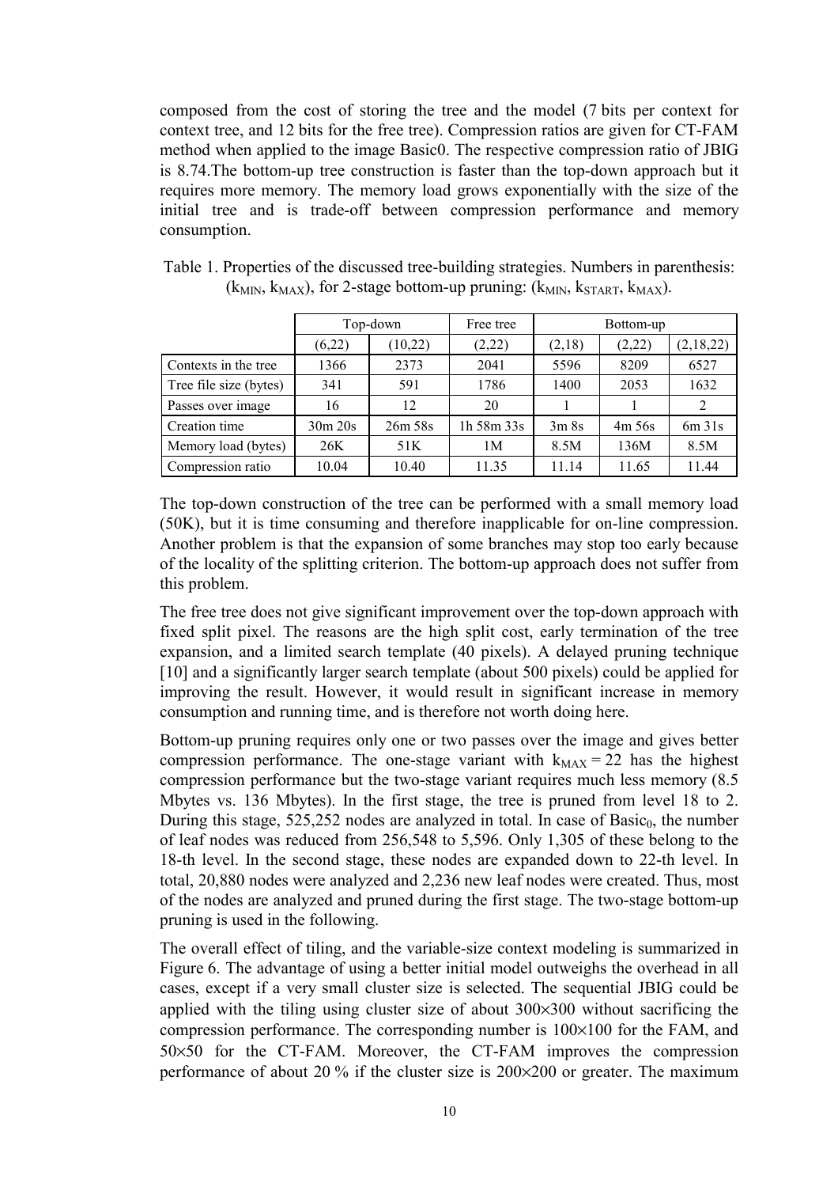composed from the cost of storing the tree and the model (7 bits per context for context tree, and 12 bits for the free tree). Compression ratios are given for CT-FAM method when applied to the image Basic0. The respective compression ratio of JBIG is 8.74.The bottom-up tree construction is faster than the top-down approach but it requires more memory. The memory load grows exponentially with the size of the initial tree and is trade-off between compression performance and memory consumption.

Table 1. Properties of the discussed tree-building strategies. Numbers in parenthesis: ($k_{MIN}$, $k_{MAX}$), for 2-stage bottom-up pruning: ($k_{MIN}$, $k_{START}$, $k_{MAX}$).

| | Top-down | | Free tree | Bottom-up | | |
|---|---|---|---|---|---|---|
| | (6,22) | (10,22) | (2,22) | (2,18) | (2,22) | (2,18,22) |
| Contexts in the tree | 1366 | 2373 | 2041 | 5596 | 8209 | 6527 |
| Tree file size (bytes) | 341 | 591 | 1786 | 1400 | 2053 | 1632 |
| Passes over image | 16 | 12 | 20 | 1 | 1 | 2 |
| Creation time | 30m 20s | 26m 58s | 1h 58m 33s | 3m 8s | 4m 56s | 6m 31s |
| Memory load (bytes) | 26K | 51K | 1M | 8.5M | 136M | 8.5M |
| Compression ratio | 10.04 | 10.40 | 11.35 | 11.14 | 11.65 | 11.44 |

The top-down construction of the tree can be performed with a small memory load (50K), but it is time consuming and therefore inapplicable for on-line compression. Another problem is that the expansion of some branches may stop too early because of the locality of the splitting criterion. The bottom-up approach does not suffer from this problem.

The free tree does not give significant improvement over the top-down approach with fixed split pixel. The reasons are the high split cost, early termination of the tree expansion, and a limited search template (40 pixels). A delayed pruning technique [10] and a significantly larger search template (about 500 pixels) could be applied for improving the result. However, it would result in significant increase in memory consumption and running time, and is therefore not worth doing here.

Bottom-up pruning requires only one or two passes over the image and gives better compression performance. The one-stage variant with $k_{MAX} = 22$ has the highest compression performance but the two-stage variant requires much less memory (8.5 Mbytes vs. 136 Mbytes). In the first stage, the tree is pruned from level 18 to 2. During this stage, 525,252 nodes are analyzed in total. In case of $Basic_0$, the number of leaf nodes was reduced from 256,548 to 5,596. Only 1,305 of these belong to the 18-th level. In the second stage, these nodes are expanded down to 22-th level. In total, 20,880 nodes were analyzed and 2,236 new leaf nodes were created. Thus, most of the nodes are analyzed and pruned during the first stage. The two-stage bottom-up pruning is used in the following.

The overall effect of tiling, and the variable-size context modeling is summarized in Figure 6. The advantage of using a better initial model outweighs the overhead in all cases, except if a very small cluster size is selected. The sequential JBIG could be applied with the tiling using cluster size of about 300×300 without sacrificing the compression performance. The corresponding number is 100×100 for the FAM, and 50×50 for the CT-FAM. Moreover, the CT-FAM improves the compression performance of about 20 % if the cluster size is 200×200 or greater. The maximum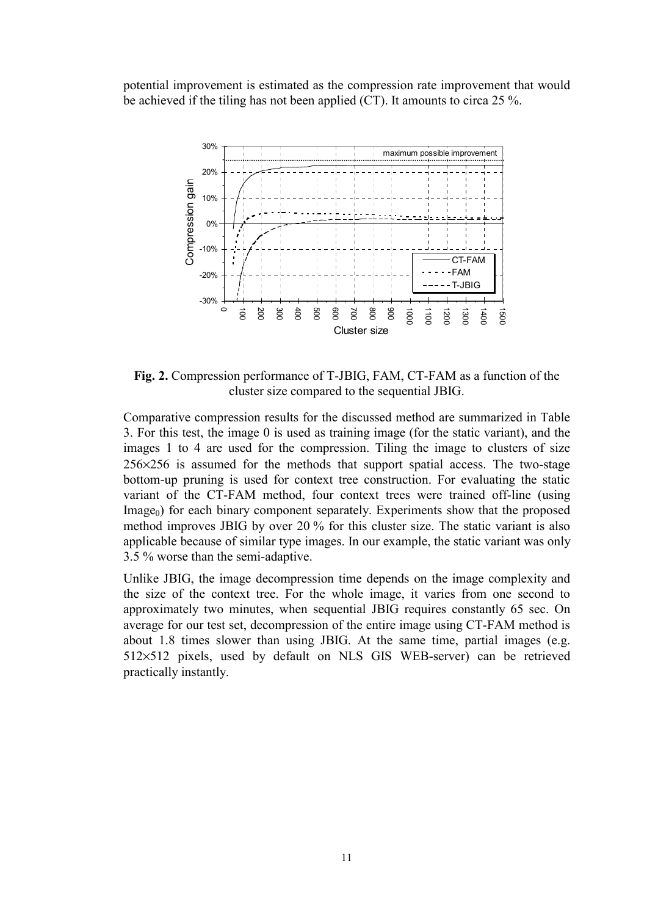potential improvement is estimated as the compression rate improvement that would be achieved if the tiling has not been applied (CT). It amounts to circa 25 %.

**Fig. 2.** Compression performance of T-JBIG, FAM, CT-FAM as a function of the cluster size compared to the sequential JBIG.

Comparative compression results for the discussed method are summarized in Table 3. For this test, the image 0 is used as training image (for the static variant), and the images 1 to 4 are used for the compression. Tiling the image to clusters of size 256×256 is assumed for the methods that support spatial access. The two-stage bottom-up pruning is used for context tree construction. For evaluating the static variant of the CT-FAM method, four context trees were trained off-line (using $\text{Image}_0$) for each binary component separately. Experiments show that the proposed method improves JBIG by over 20 % for this cluster size. The static variant is also applicable because of similar type images. In our example, the static variant was only 3.5 % worse than the semi-adaptive.

Unlike JBIG, the image decompression time depends on the image complexity and the size of the context tree. For the whole image, it varies from one second to approximately two minutes, when sequential JBIG requires constantly 65 sec. On average for our test set, decompression of the entire image using CT-FAM method is about 1.8 times slower than using JBIG. At the same time, partial images (e.g. 512×512 pixels, used by default on NLS GIS WEB-server) can be retrieved practically instantly.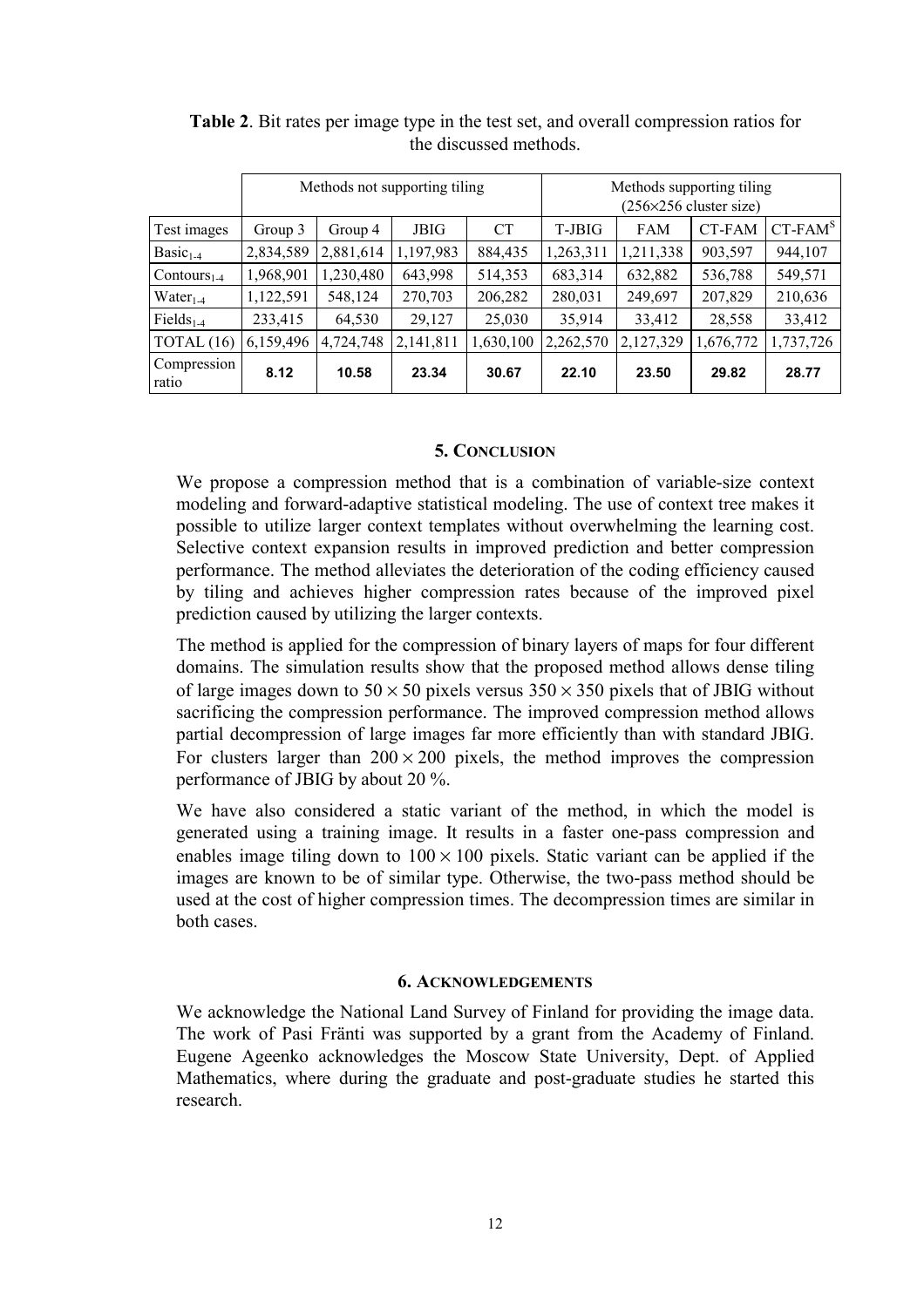**Table 2**. Bit rates per image type in the test set, and overall compression ratios for the discussed methods.

| | Methods not supporting tiling | | | | Methods supporting tiling (256×256 cluster size) | | | |
|---|---|---|---|---|---|---|---|---|
| Test images | Group 3 | Group 4 | JBIG | CT | T-JBIG | FAM | CT-FAM | CT-FAM$^S$ |
| Basic$_{1\text{-}4}$ | 2,834,589 | 2,881,614 | 1,197,983 | 884,435 | 1,263,311 | 1,211,338 | 903,597 | 944,107 |
| Contours$_{1\text{-}4}$ | 1,968,901 | 1,230,480 | 643,998 | 514,353 | 683,314 | 632,882 | 536,788 | 549,571 |
| Water$_{1\text{-}4}$ | 1,122,591 | 548,124 | 270,703 | 206,282 | 280,031 | 249,697 | 207,829 | 210,636 |
| Fields$_{1\text{-}4}$ | 233,415 | 64,530 | 29,127 | 25,030 | 35,914 | 33,412 | 28,558 | 33,412 |
| TOTAL (16) | 6,159,496 | 4,724,748 | 2,141,811 | 1,630,100 | 2,262,570 | 2,127,329 | 1,676,772 | 1,737,726 |
| Compression ratio | **8.12** | **10.58** | **23.34** | **30.67** | **22.10** | **23.50** | **29.82** | **28.77** |

## 5. Conclusion

We propose a compression method that is a combination of variable-size context modeling and forward-adaptive statistical modeling. The use of context tree makes it possible to utilize larger context templates without overwhelming the learning cost. Selective context expansion results in improved prediction and better compression performance. The method alleviates the deterioration of the coding efficiency caused by tiling and achieves higher compression rates because of the improved pixel prediction caused by utilizing the larger contexts.

The method is applied for the compression of binary layers of maps for four different domains. The simulation results show that the proposed method allows dense tiling of large images down to $50 \times 50$ pixels versus $350 \times 350$ pixels that of JBIG without sacrificing the compression performance. The improved compression method allows partial decompression of large images far more efficiently than with standard JBIG. For clusters larger than $200 \times 200$ pixels, the method improves the compression performance of JBIG by about 20 %.

We have also considered a static variant of the method, in which the model is generated using a training image. It results in a faster one-pass compression and enables image tiling down to $100 \times 100$ pixels. Static variant can be applied if the images are known to be of similar type. Otherwise, the two-pass method should be used at the cost of higher compression times. The decompression times are similar in both cases.

## 6. Acknowledgements

We acknowledge the National Land Survey of Finland for providing the image data. The work of Pasi Fränti was supported by a grant from the Academy of Finland. Eugene Ageenko acknowledges the Moscow State University, Dept. of Applied Mathematics, where during the graduate and post-graduate studies he started this research.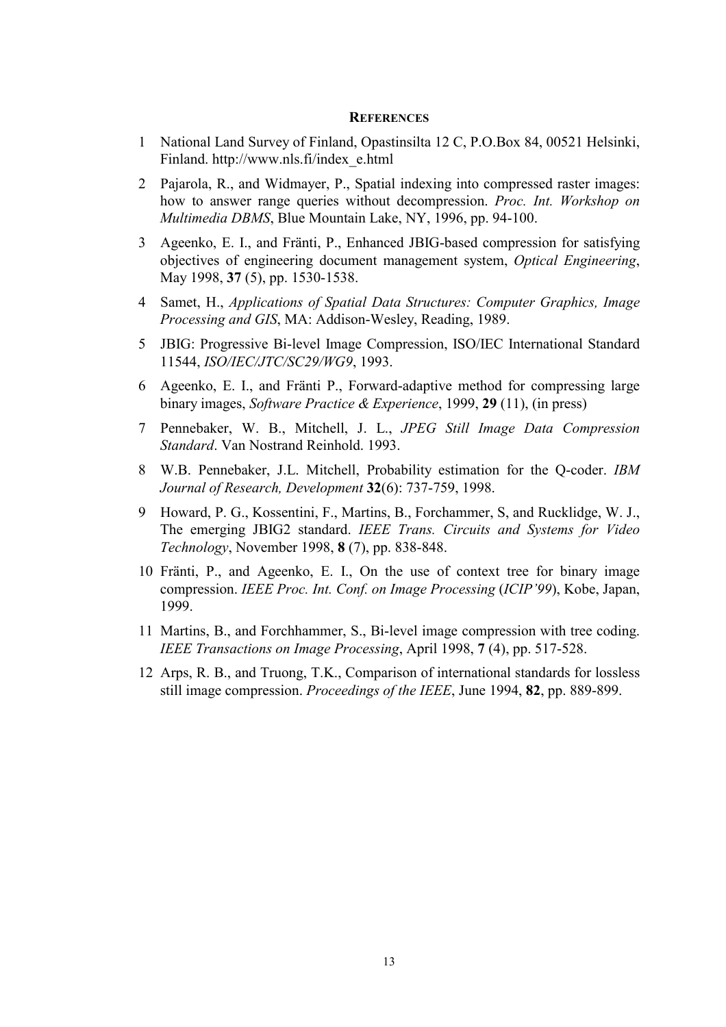## References

1. National Land Survey of Finland, Opastinsilta 12 C, P.O.Box 84, 00521 Helsinki, Finland. http://www.nls.fi/index_e.html
2. Pajarola, R., and Widmayer, P., Spatial indexing into compressed raster images: how to answer range queries without decompression. *Proc. Int. Workshop on Multimedia DBMS*, Blue Mountain Lake, NY, 1996, pp. 94-100.
3. Ageenko, E. I., and Fränti, P., Enhanced JBIG-based compression for satisfying objectives of engineering document management system, *Optical Engineering*, May 1998, **37** (5), pp. 1530-1538.
4. Samet, H., *Applications of Spatial Data Structures: Computer Graphics, Image Processing and GIS*, MA: Addison-Wesley, Reading, 1989.
5. JBIG: Progressive Bi-level Image Compression, ISO/IEC International Standard 11544, *ISO/IEC/JTC/SC29/WG9*, 1993.
6. Ageenko, E. I., and Fränti P., Forward-adaptive method for compressing large binary images, *Software Practice & Experience*, 1999, **29** (11), (in press)
7. Pennebaker, W. B., Mitchell, J. L., *JPEG Still Image Data Compression Standard*. Van Nostrand Reinhold. 1993.
8. W.B. Pennebaker, J.L. Mitchell, Probability estimation for the Q-coder. *IBM Journal of Research, Development* **32**(6): 737-759, 1998.
9. Howard, P. G., Kossentini, F., Martins, B., Forchammer, S, and Rucklidge, W. J., The emerging JBIG2 standard. *IEEE Trans. Circuits and Systems for Video Technology*, November 1998, **8** (7), pp. 838-848.
10. Fränti, P., and Ageenko, E. I., On the use of context tree for binary image compression. *IEEE Proc. Int. Conf. on Image Processing* (*ICIP'99*), Kobe, Japan, 1999.
11. Martins, B., and Forchhammer, S., Bi-level image compression with tree coding. *IEEE Transactions on Image Processing*, April 1998, **7** (4), pp. 517-528.
12. Arps, R. B., and Truong, T.K., Comparison of international standards for lossless still image compression. *Proceedings of the IEEE*, June 1994, **82**, pp. 889-899.